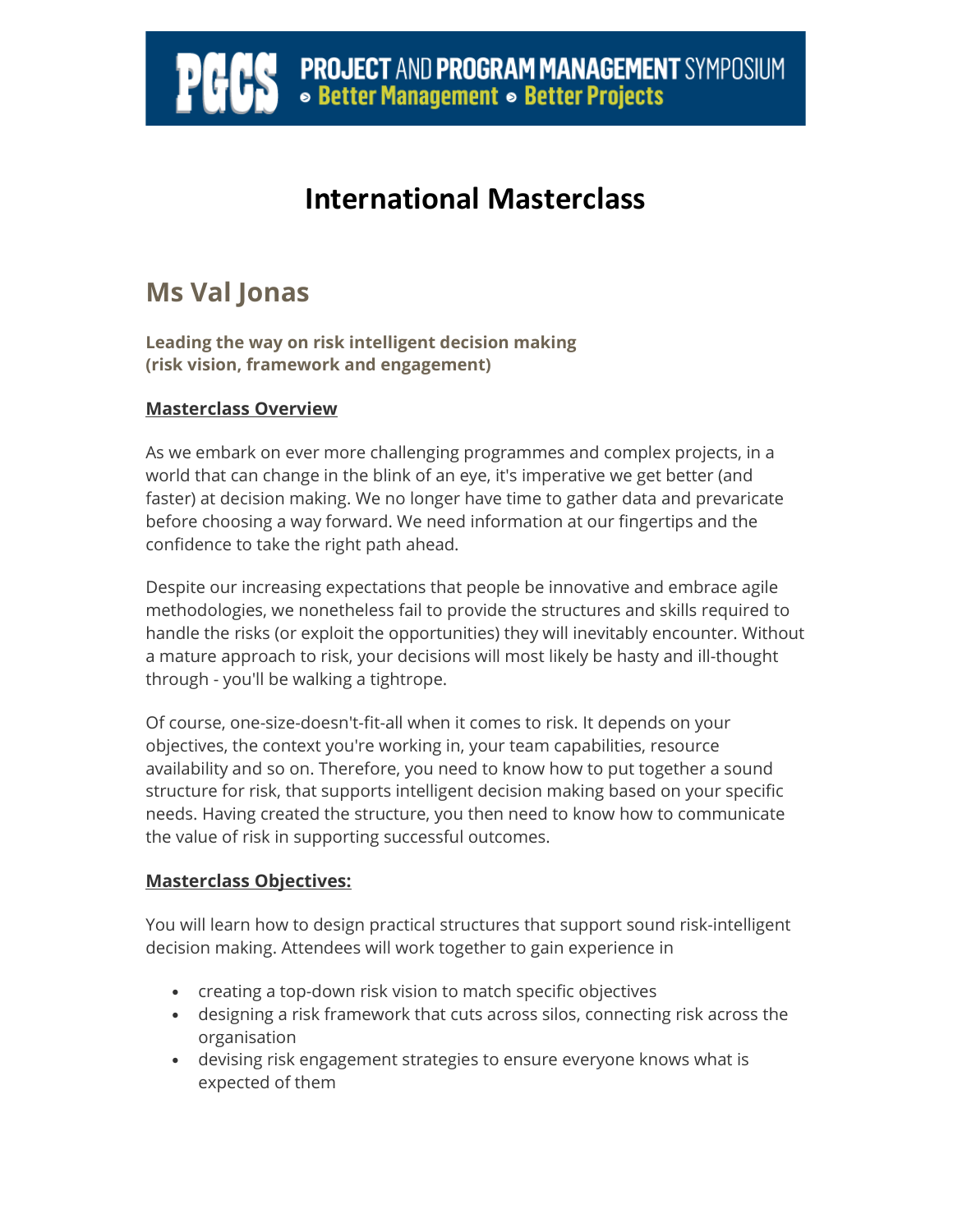PGCS PROJECT AND PROGRAM MANAGEMENT SYMPOSIUM • Better Management • Better Projects

# International Masterclass

## Ms Val Jonas

**Leading the way on risk intelligent decision making (risk vision, framework and engagement)**

**Masterclass Overview**

As we embark on ever more challenging programmes and complex projects, in a world that can change in the blink of an eye, it's imperative we get better (and faster) at decision making. We no longer have time to gather data and prevaricate before choosing a way forward. We need information at our fingertips and the confidence to take the right path ahead.

Despite our increasing expectations that people be innovative and embrace agile methodologies, we nonetheless fail to provide the structures and skills required to handle the risks (or exploit the opportunities) they will inevitably encounter. Without a mature approach to risk, your decisions will most likely be hasty and ill-thought through - you'll be walking a tightrope.

Of course, one-size-doesn't-fit-all when it comes to risk. It depends on your objectives, the context you're working in, your team capabilities, resource availability and so on. Therefore, you need to know how to put together a sound structure for risk, that supports intelligent decision making based on your specific needs. Having created the structure, you then need to know how to communicate the value of risk in supporting successful outcomes.

**Masterclass Objectives:**

You will learn how to design practical structures that support sound risk-intelligent decision making. Attendees will work together to gain experience in

- creating a top-down risk vision to match specific objectives
- designing a risk framework that cuts across silos, connecting risk across the organisation
- devising risk engagement strategies to ensure everyone knows what is expected of them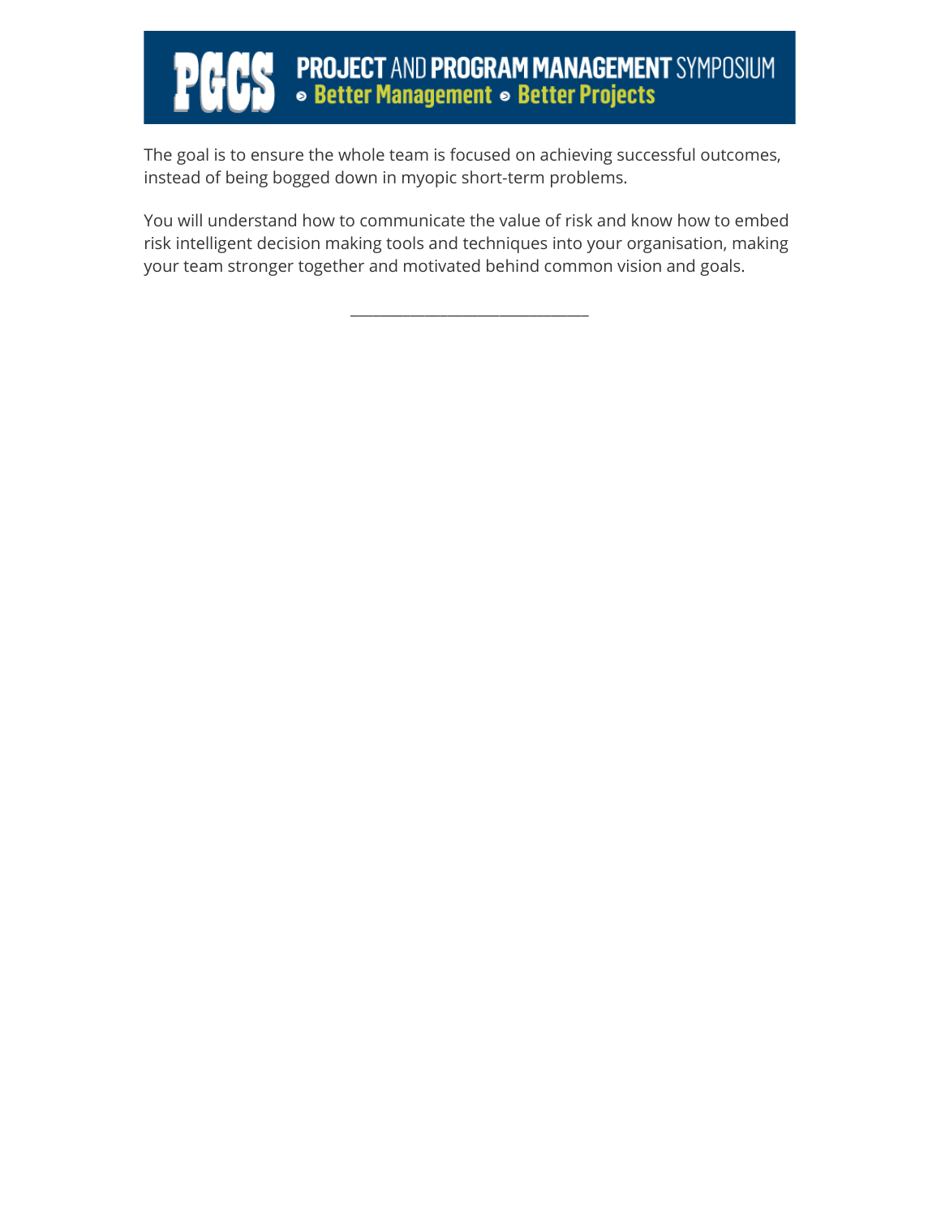The goal is to ensure the whole team is focused on achieving successful outcomes, instead of being bogged down in myopic short-term problems.

You will understand how to communicate the value of risk and know how to embed risk intelligent decision making tools and techniques into your organisation, making your team stronger together and motivated behind common vision and goals.

---